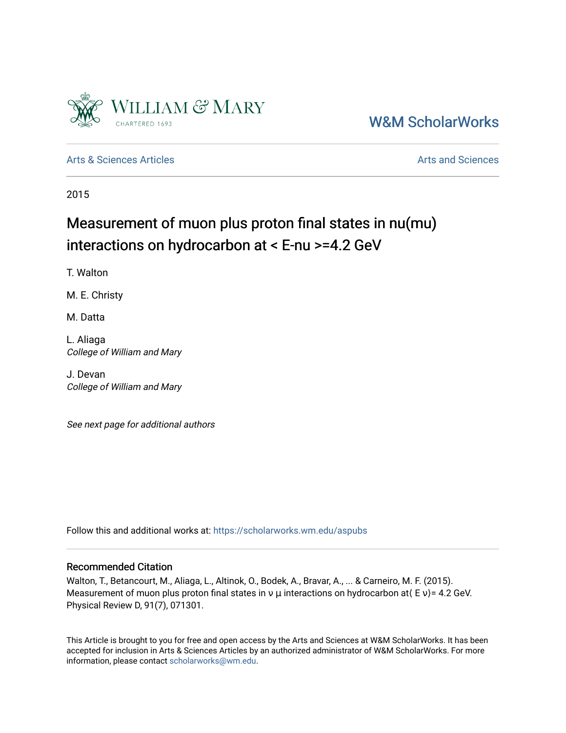William & Mary

CHARTERED 1693

W&M ScholarWorks

Arts & Sciences Articles

Arts and Sciences

2015

# Measurement of muon plus proton final states in nu(mu) interactions on hydrocarbon at < E-nu >=4.2 GeV

T. Walton

M. E. Christy

M. Datta

L. Aliaga
*College of William and Mary*

J. Devan
*College of William and Mary*

*See next page for additional authors*

Follow this and additional works at: https://scholarworks.wm.edu/aspubs

## Recommended Citation

Walton, T., Betancourt, M., Aliaga, L., Altinok, O., Bodek, A., Bravar, A., ... & Carneiro, M. F. (2015). Measurement of muon plus proton final states in ν μ interactions on hydrocarbon at⟨ E ν⟩= 4.2 GeV. Physical Review D, 91(7), 071301.

This Article is brought to you for free and open access by the Arts and Sciences at W&M ScholarWorks. It has been accepted for inclusion in Arts & Sciences Articles by an authorized administrator of W&M ScholarWorks. For more information, please contact scholarworks@wm.edu.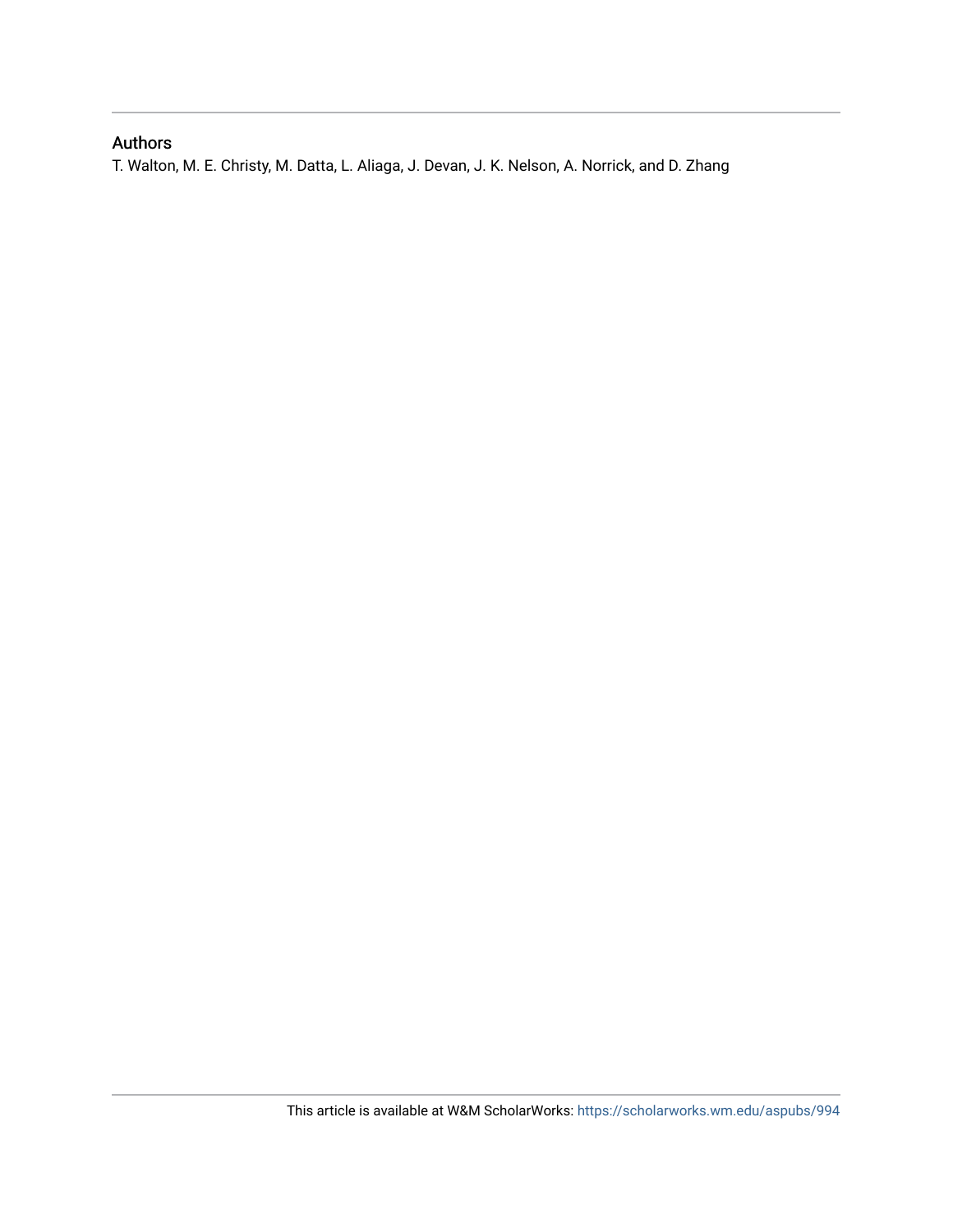## Authors

T. Walton, M. E. Christy, M. Datta, L. Aliaga, J. Devan, J. K. Nelson, A. Norrick, and D. Zhang

This article is available at W&M ScholarWorks: https://scholarworks.wm.edu/aspubs/994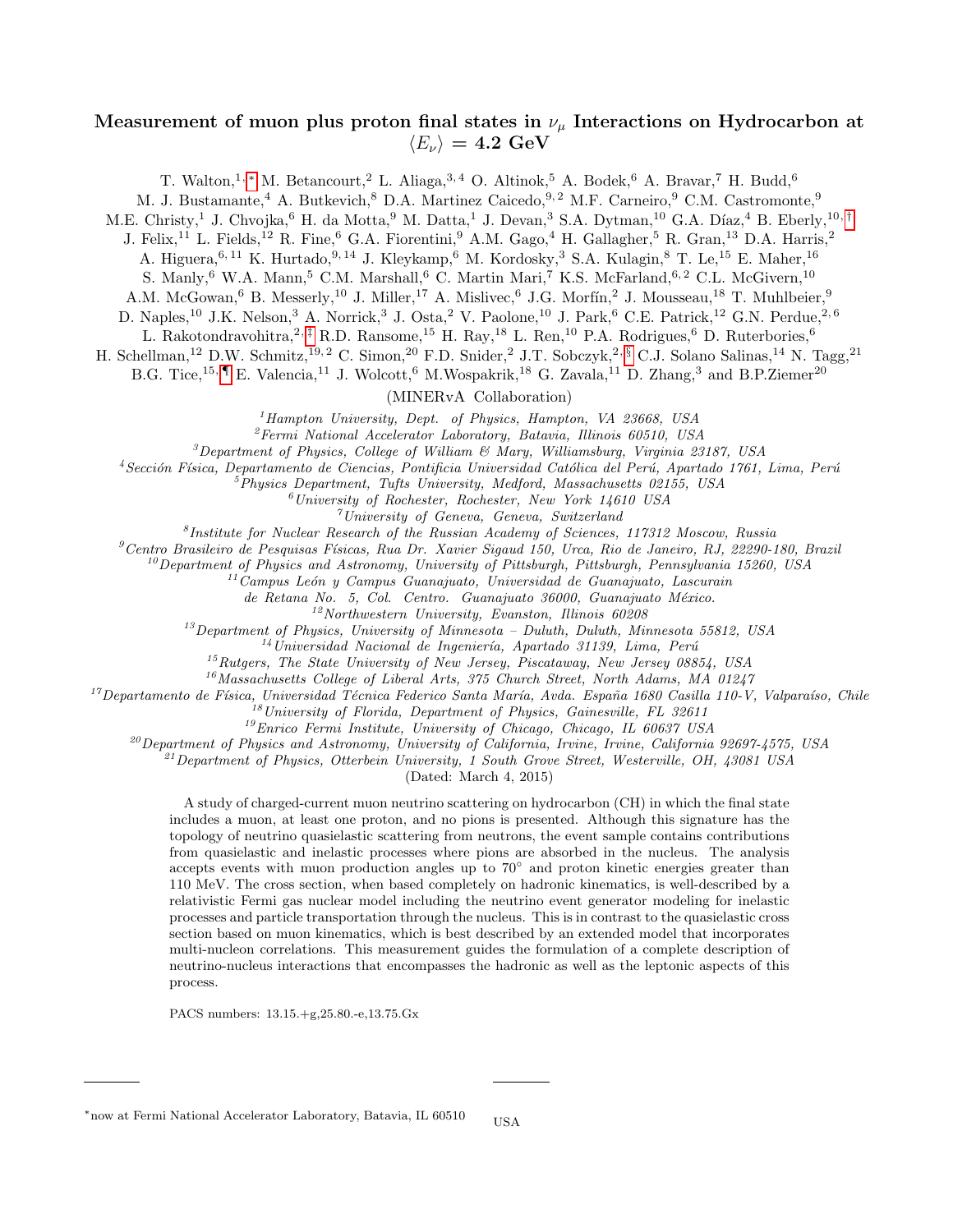# Measurement of muon plus proton final states in $\nu_\mu$ Interactions on Hydrocarbon at $\langle E_\nu \rangle$ = 4.2 GeV

T. Walton,[1,*] M. Betancourt,[2] L. Aliaga,[3,4] O. Altinok,[5] A. Bodek,[6] A. Bravar,[7] H. Budd,[6] M. J. Bustamante,[4] A. Butkevich,[8] D.A. Martinez Caicedo,[9,2] M.F. Carneiro,[9] C.M. Castromonte,[9] M.E. Christy,[1] J. Chvojka,[6] H. da Motta,[9] M. Datta,[1] J. Devan,[3] S.A. Dytman,[10] G.A. Díaz,[4] B. Eberly,[10,†] J. Felix,[11] L. Fields,[12] R. Fine,[6] G.A. Fiorentini,[9] A.M. Gago,[4] H. Gallagher,[5] R. Gran,[13] D.A. Harris,[2] A. Higuera,[6,11] K. Hurtado,[9,14] J. Kleykamp,[6] M. Kordosky,[3] S.A. Kulagin,[8] T. Le,[15] E. Maher,[16] S. Manly,[6] W.A. Mann,[5] C.M. Marshall,[6] C. Martin Mari,[7] K.S. McFarland,[6,2] C.L. McGivern,[10] A.M. McGowan,[6] B. Messerly,[10] J. Miller,[17] A. Mislivec,[6] J.G. Morfín,[2] J. Mousseau,[18] T. Muhlbeier,[9] D. Naples,[10] J.K. Nelson,[3] A. Norrick,[3] J. Osta,[2] V. Paolone,[10] J. Park,[6] C.E. Patrick,[12] G.N. Perdue,[2,6] L. Rakotondravohitra,[2,‡] R.D. Ransome,[15] H. Ray,[18] L. Ren,[10] P.A. Rodrigues,[6] D. Ruterbories,[6] H. Schellman,[12] D.W. Schmitz,[19,2] C. Simon,[20] F.D. Snider,[2] J.T. Sobczyk,[2,§] C.J. Solano Salinas,[14] N. Tagg,[21] B.G. Tice,[15,¶] E. Valencia,[11] J. Wolcott,[6] M.Wospakrik,[18] G. Zavala,[11] D. Zhang,[3] and B.P.Ziemer[20]

(MINERvA Collaboration)

[1]*Hampton University, Dept. of Physics, Hampton, VA 23668, USA*
[2]*Fermi National Accelerator Laboratory, Batavia, Illinois 60510, USA*
[3]*Department of Physics, College of William & Mary, Williamsburg, Virginia 23187, USA*
[4]*Sección Física, Departamento de Ciencias, Pontificia Universidad Católica del Perú, Apartado 1761, Lima, Perú*
[5]*Physics Department, Tufts University, Medford, Massachusetts 02155, USA*
[6]*University of Rochester, Rochester, New York 14610 USA*
[7]*University of Geneva, Geneva, Switzerland*
[8]*Institute for Nuclear Research of the Russian Academy of Sciences, 117312 Moscow, Russia*
[9]*Centro Brasileiro de Pesquisas Físicas, Rua Dr. Xavier Sigaud 150, Urca, Rio de Janeiro, RJ, 22290-180, Brazil*
[10]*Department of Physics and Astronomy, University of Pittsburgh, Pittsburgh, Pennsylvania 15260, USA*
[11]*Campus León y Campus Guanajuato, Universidad de Guanajuato, Lascurain de Retana No. 5, Col. Centro. Guanajuato 36000, Guanajuato México.*
[12]*Northwestern University, Evanston, Illinois 60208*
[13]*Department of Physics, University of Minnesota – Duluth, Duluth, Minnesota 55812, USA*
[14]*Universidad Nacional de Ingeniería, Apartado 31139, Lima, Perú*
[15]*Rutgers, The State University of New Jersey, Piscataway, New Jersey 08854, USA*
[16]*Massachusetts College of Liberal Arts, 375 Church Street, North Adams, MA 01247*
[17]*Departamento de Física, Universidad Técnica Federico Santa María, Avda. España 1680 Casilla 110-V, Valparaíso, Chile*
[18]*University of Florida, Department of Physics, Gainesville, FL 32611*
[19]*Enrico Fermi Institute, University of Chicago, Chicago, IL 60637 USA*
[20]*Department of Physics and Astronomy, University of California, Irvine, Irvine, California 92697-4575, USA*
[21]*Department of Physics, Otterbein University, 1 South Grove Street, Westerville, OH, 43081 USA*

(Dated: March 4, 2015)

A study of charged-current muon neutrino scattering on hydrocarbon (CH) in which the final state includes a muon, at least one proton, and no pions is presented. Although this signature has the topology of neutrino quasielastic scattering from neutrons, the event sample contains contributions from quasielastic and inelastic processes where pions are absorbed in the nucleus. The analysis accepts events with muon production angles up to 70° and proton kinetic energies greater than 110 MeV. The cross section, when based completely on hadronic kinematics, is well-described by a relativistic Fermi gas nuclear model including the neutrino event generator modeling for inelastic processes and particle transportation through the nucleus. This is in contrast to the quasielastic cross section based on muon kinematics, which is best described by an extended model that incorporates multi-nucleon correlations. This measurement guides the formulation of a complete description of neutrino-nucleus interactions that encompasses the hadronic as well as the leptonic aspects of this process.

PACS numbers: 13.15.+g,25.80.-e,13.75.Gx

[*] now at Fermi National Accelerator Laboratory, Batavia, IL 60510 USA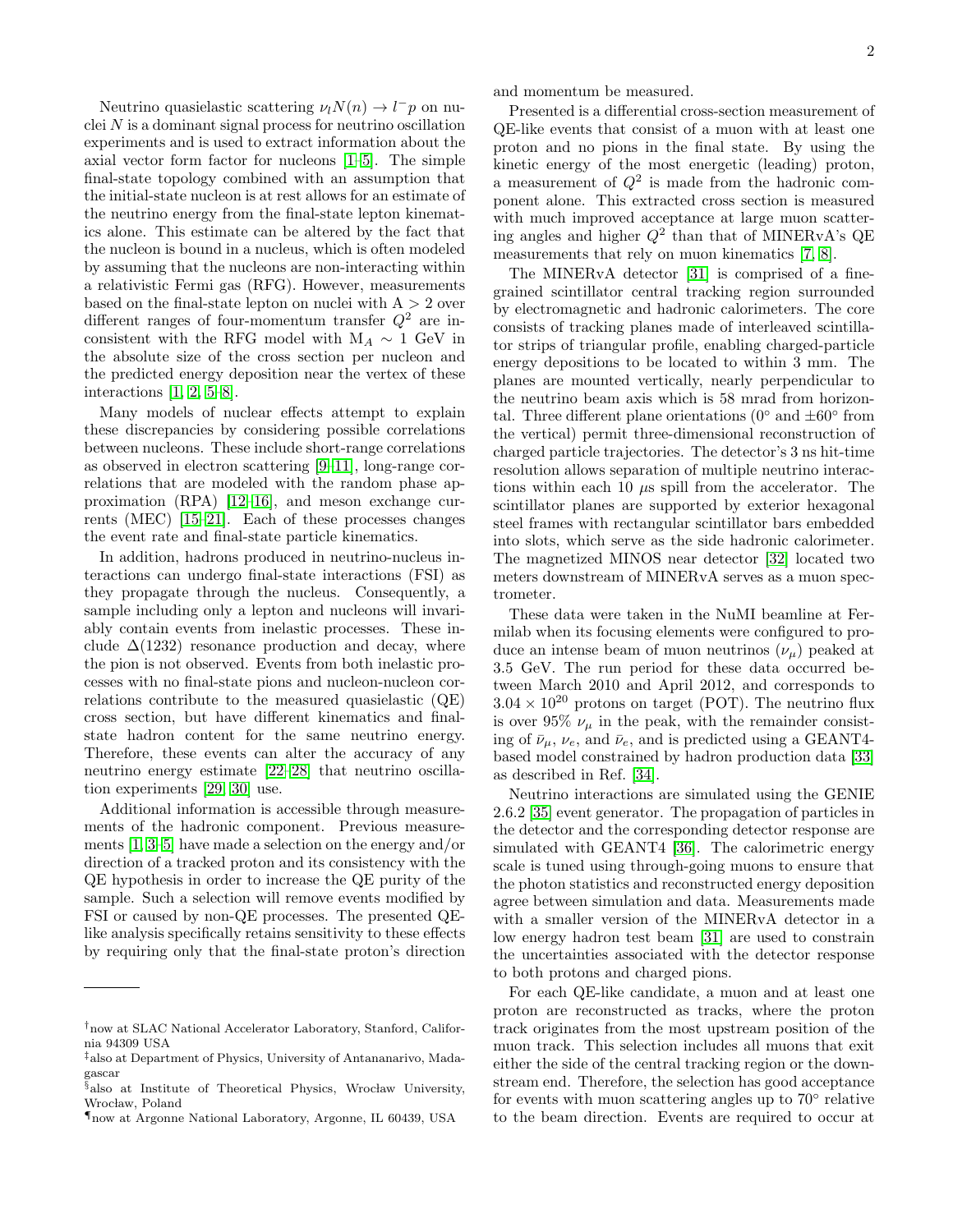Neutrino quasielastic scattering $\nu_l N(n) \to l^- p$ on nuclei $N$ is a dominant signal process for neutrino oscillation experiments and is used to extract information about the axial vector form factor for nucleons [1–5]. The simple final-state topology combined with an assumption that the initial-state nucleon is at rest allows for an estimate of the neutrino energy from the final-state lepton kinematics alone. This estimate can be altered by the fact that the nucleon is bound in a nucleus, which is often modeled by assuming that the nucleons are non-interacting within a relativistic Fermi gas (RFG). However, measurements based on the final-state lepton on nuclei with A > 2 over different ranges of four-momentum transfer $Q^2$ are inconsistent with the RFG model with $M_A \sim 1$ GeV in the absolute size of the cross section per nucleon and the predicted energy deposition near the vertex of these interactions [1, 2, 5–8].

Many models of nuclear effects attempt to explain these discrepancies by considering possible correlations between nucleons. These include short-range correlations as observed in electron scattering [9–11], long-range correlations that are modeled with the random phase approximation (RPA) [12–16], and meson exchange currents (MEC) [15–21]. Each of these processes changes the event rate and final-state particle kinematics.

In addition, hadrons produced in neutrino-nucleus interactions can undergo final-state interactions (FSI) as they propagate through the nucleus. Consequently, a sample including only a lepton and nucleons will invariably contain events from inelastic processes. These include $\Delta(1232)$ resonance production and decay, where the pion is not observed. Events from both inelastic processes with no final-state pions and nucleon-nucleon correlations contribute to the measured quasielastic (QE) cross section, but have different kinematics and final-state hadron content for the same neutrino energy. Therefore, these events can alter the accuracy of any neutrino energy estimate [22–28] that neutrino oscillation experiments [29, 30] use.

Additional information is accessible through measurements of the hadronic component. Previous measurements [1, 3–5] have made a selection on the energy and/or direction of a tracked proton and its consistency with the QE hypothesis in order to increase the QE purity of the sample. Such a selection will remove events modified by FSI or caused by non-QE processes. The presented QE-like analysis specifically retains sensitivity to these effects by requiring only that the final-state proton's direction and momentum be measured.

Presented is a differential cross-section measurement of QE-like events that consist of a muon with at least one proton and no pions in the final state. By using the kinetic energy of the most energetic (leading) proton, a measurement of $Q^2$ is made from the hadronic component alone. This extracted cross section is measured with much improved acceptance at large muon scattering angles and higher $Q^2$ than that of MINERvA's QE measurements that rely on muon kinematics [7, 8].

The MINERvA detector [31] is comprised of a fine-grained scintillator central tracking region surrounded by electromagnetic and hadronic calorimeters. The core consists of tracking planes made of interleaved scintillator strips of triangular profile, enabling charged-particle energy depositions to be located to within 3 mm. The planes are mounted vertically, nearly perpendicular to the neutrino beam axis which is 58 mrad from horizontal. Three different plane orientations (0° and ±60° from the vertical) permit three-dimensional reconstruction of charged particle trajectories. The detector's 3 ns hit-time resolution allows separation of multiple neutrino interactions within each 10 $\mu$s spill from the accelerator. The scintillator planes are supported by exterior hexagonal steel frames with rectangular scintillator bars embedded into slots, which serve as the side hadronic calorimeter. The magnetized MINOS near detector [32] located two meters downstream of MINERvA serves as a muon spectrometer.

These data were taken in the NuMI beamline at Fermilab when its focusing elements were configured to produce an intense beam of muon neutrinos ($\nu_\mu$) peaked at 3.5 GeV. The run period for these data occurred between March 2010 and April 2012, and corresponds to $3.04 \times 10^{20}$ protons on target (POT). The neutrino flux is over 95% $\nu_\mu$ in the peak, with the remainder consisting of $\bar{\nu}_\mu$, $\nu_e$, and $\bar{\nu}_e$, and is predicted using a GEANT4-based model constrained by hadron production data [33] as described in Ref. [34].

Neutrino interactions are simulated using the GENIE 2.6.2 [35] event generator. The propagation of particles in the detector and the corresponding detector response are simulated with GEANT4 [36]. The calorimetric energy scale is tuned using through-going muons to ensure that the photon statistics and reconstructed energy deposition agree between simulation and data. Measurements made with a smaller version of the MINERvA detector in a low energy hadron test beam [31] are used to constrain the uncertainties associated with the detector response to both protons and charged pions.

For each QE-like candidate, a muon and at least one proton are reconstructed as tracks, where the proton track originates from the most upstream position of the muon track. This selection includes all muons that exit either the side of the central tracking region or the downstream end. Therefore, the selection has good acceptance for events with muon scattering angles up to 70° relative to the beam direction. Events are required to occur at

---

†now at SLAC National Accelerator Laboratory, Stanford, California 94309 USA

‡also at Department of Physics, University of Antananarivo, Madagascar

§also at Institute of Theoretical Physics, Wrocław University, Wrocław, Poland

¶now at Argonne National Laboratory, Argonne, IL 60439, USA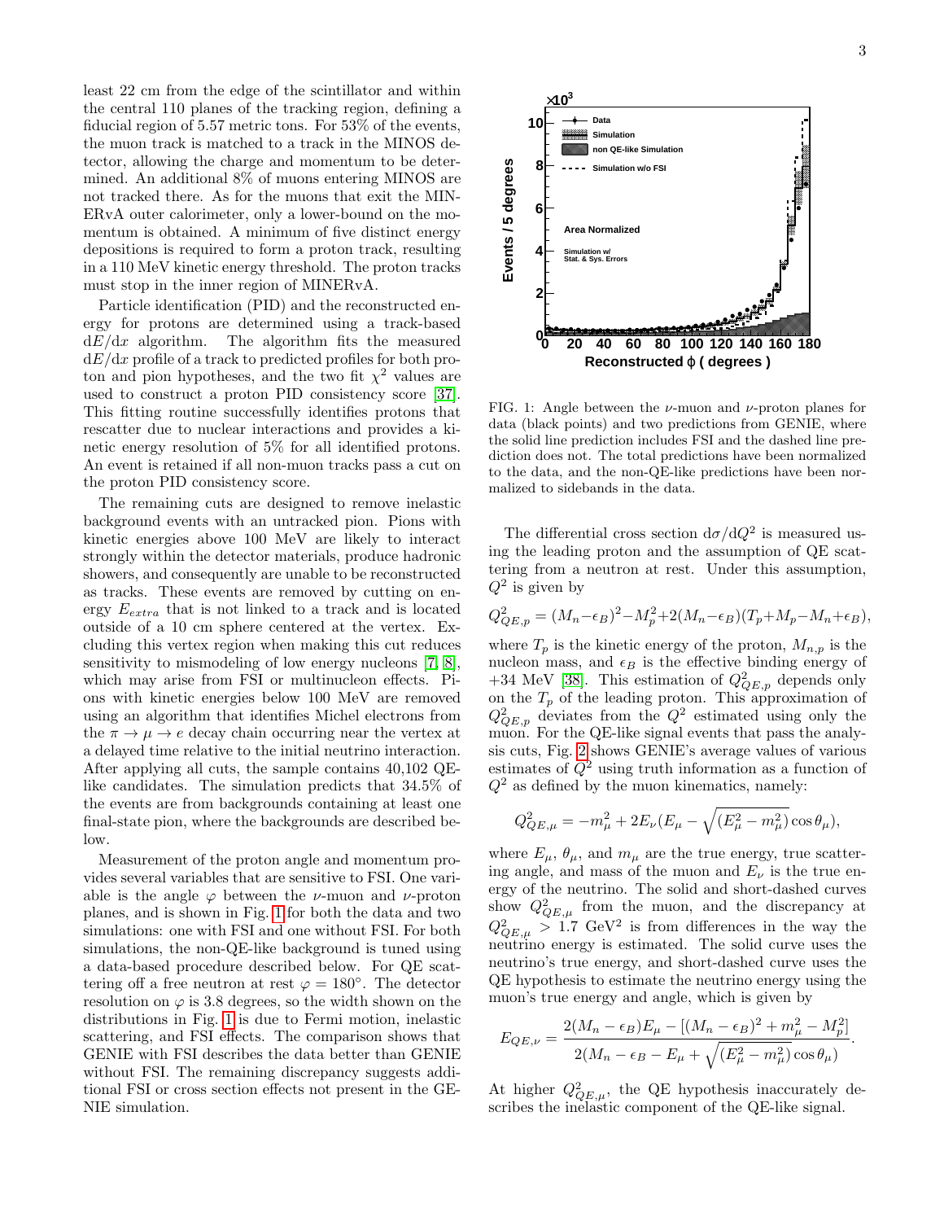least 22 cm from the edge of the scintillator and within the central 110 planes of the tracking region, defining a fiducial region of 5.57 metric tons. For 53% of the events, the muon track is matched to a track in the MINOS detector, allowing the charge and momentum to be determined. An additional 8% of muons entering MINOS are not tracked there. As for the muons that exit the MINERvA outer calorimeter, only a lower-bound on the momentum is obtained. A minimum of five distinct energy depositions is required to form a proton track, resulting in a 110 MeV kinetic energy threshold. The proton tracks must stop in the inner region of MINERvA.

Particle identification (PID) and the reconstructed energy for protons are determined using a track-based $\mathrm{d}E/\mathrm{d}x$ algorithm. The algorithm fits the measured $\mathrm{d}E/\mathrm{d}x$ profile of a track to predicted profiles for both proton and pion hypotheses, and the two fit $\chi^2$ values are used to construct a proton PID consistency score [37]. This fitting routine successfully identifies protons that rescatter due to nuclear interactions and provides a kinetic energy resolution of 5% for all identified protons. An event is retained if all non-muon tracks pass a cut on the proton PID consistency score.

The remaining cuts are designed to remove inelastic background events with an untracked pion. Pions with kinetic energies above 100 MeV are likely to interact strongly within the detector materials, produce hadronic showers, and consequently are unable to be reconstructed as tracks. These events are removed by cutting on energy $E_{extra}$ that is not linked to a track and is located outside of a 10 cm sphere centered at the vertex. Excluding this vertex region when making this cut reduces sensitivity to mismodeling of low energy nucleons [7, 8], which may arise from FSI or multinucleon effects. Pions with kinetic energies below 100 MeV are removed using an algorithm that identifies Michel electrons from the $\pi \to \mu \to e$ decay chain occurring near the vertex at a delayed time relative to the initial neutrino interaction. After applying all cuts, the sample contains 40,102 QE-like candidates. The simulation predicts that 34.5% of the events are from backgrounds containing at least one final-state pion, where the backgrounds are described below.

Measurement of the proton angle and momentum provides several variables that are sensitive to FSI. One variable is the angle $\varphi$ between the $\nu$-muon and $\nu$-proton planes, and is shown in Fig. 1 for both the data and two simulations: one with FSI and one without FSI. For both simulations, the non-QE-like background is tuned using a data-based procedure described below. For QE scattering off a free neutron at rest $\varphi = 180°$. The detector resolution on $\varphi$ is 3.8 degrees, so the width shown on the distributions in Fig. 1 is due to Fermi motion, inelastic scattering, and FSI effects. The comparison shows that GENIE with FSI describes the data better than GENIE without FSI. The remaining discrepancy suggests additional FSI or cross section effects not present in the GENIE simulation.

FIG. 1: Angle between the $\nu$-muon and $\nu$-proton planes for data (black points) and two predictions from GENIE, where the solid line prediction includes FSI and the dashed line prediction does not. The total predictions have been normalized to the data, and the non-QE-like predictions have been normalized to sidebands in the data.

The differential cross section $\mathrm{d}\sigma/\mathrm{d}Q^2$ is measured using the leading proton and the assumption of QE scattering from a neutron at rest. Under this assumption, $Q^2$ is given by

$$Q^2_{QE,p} = (M_n - \epsilon_B)^2 - M_p^2 + 2(M_n - \epsilon_B)(T_p + M_p - M_n + \epsilon_B),$$

where $T_p$ is the kinetic energy of the proton, $M_{n,p}$ is the nucleon mass, and $\epsilon_B$ is the effective binding energy of +34 MeV [38]. This estimation of $Q^2_{QE,p}$ depends only on the $T_p$ of the leading proton. This approximation of $Q^2_{QE,p}$ deviates from the $Q^2$ estimated using only the muon. For the QE-like signal events that pass the analysis cuts, Fig. 2 shows GENIE's average values of various estimates of $Q^2$ using truth information as a function of $Q^2$ as defined by the muon kinematics, namely:

$$Q^2_{QE,\mu} = -m_\mu^2 + 2E_\nu(E_\mu - \sqrt{(E_\mu^2 - m_\mu^2)}\cos\theta_\mu),$$

where $E_\mu$, $\theta_\mu$, and $m_\mu$ are the true energy, true scattering angle, and mass of the muon and $E_\nu$ is the true energy of the neutrino. The solid and short-dashed curves show $Q^2_{QE,\mu}$ from the muon, and the discrepancy at $Q^2_{QE,\mu} > 1.7$ GeV$^2$ is from differences in the way the neutrino energy is estimated. The solid curve uses the neutrino's true energy, and short-dashed curve uses the QE hypothesis to estimate the neutrino energy using the muon's true energy and angle, which is given by

$$E_{QE,\nu} = \frac{2(M_n - \epsilon_B)E_\mu - [(M_n - \epsilon_B)^2 + m_\mu^2 - M_p^2]}{2(M_n - \epsilon_B - E_\mu + \sqrt{(E_\mu^2 - m_\mu^2)}\cos\theta_\mu)}.$$

At higher $Q^2_{QE,\mu}$, the QE hypothesis inaccurately describes the inelastic component of the QE-like signal.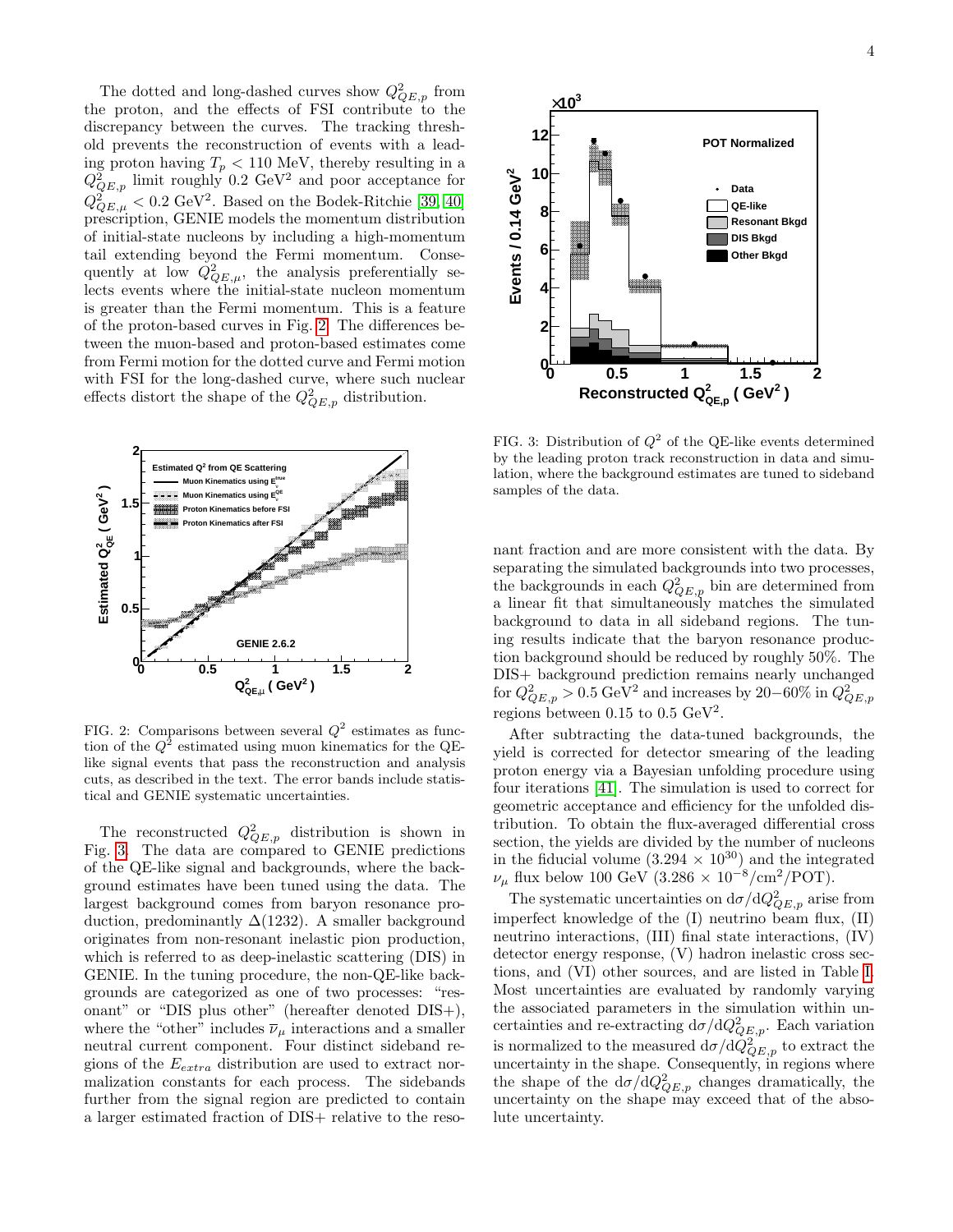The dotted and long-dashed curves show $Q^2_{QE,p}$ from the proton, and the effects of FSI contribute to the discrepancy between the curves. The tracking threshold prevents the reconstruction of events with a leading proton having $T_p < 110$ MeV, thereby resulting in a $Q^2_{QE,p}$ limit roughly 0.2 GeV$^2$ and poor acceptance for $Q^2_{QE,\mu} < 0.2$ GeV$^2$. Based on the Bodek-Ritchie [39, 40] prescription, GENIE models the momentum distribution of initial-state nucleons by including a high-momentum tail extending beyond the Fermi momentum. Consequently at low $Q^2_{QE,\mu}$, the analysis preferentially selects events where the initial-state nucleon momentum is greater than the Fermi momentum. This is a feature of the proton-based curves in Fig. 2. The differences between the muon-based and proton-based estimates come from Fermi motion for the dotted curve and Fermi motion with FSI for the long-dashed curve, where such nuclear effects distort the shape of the $Q^2_{QE,p}$ distribution.

FIG. 2: Comparisons between several $Q^2$ estimates as function of the $Q^2$ estimated using muon kinematics for the QE-like signal events that pass the reconstruction and analysis cuts, as described in the text. The error bands include statistical and GENIE systematic uncertainties.

The reconstructed $Q^2_{QE,p}$ distribution is shown in Fig. 3. The data are compared to GENIE predictions of the QE-like signal and backgrounds, where the background estimates have been tuned using the data. The largest background comes from baryon resonance production, predominantly $\Delta(1232)$. A smaller background originates from non-resonant inelastic pion production, which is referred to as deep-inelastic scattering (DIS) in GENIE. In the tuning procedure, the non-QE-like backgrounds are categorized as one of two processes: "resonant" or "DIS plus other" (hereafter denoted DIS+), where the "other" includes $\overline{\nu}_\mu$ interactions and a smaller neutral current component. Four distinct sideband regions of the $E_{extra}$ distribution are used to extract normalization constants for each process. The sidebands further from the signal region are predicted to contain a larger estimated fraction of DIS+ relative to the resonant fraction and are more consistent with the data. By separating the simulated backgrounds into two processes, the backgrounds in each $Q^2_{QE,p}$ bin are determined from a linear fit that simultaneously matches the simulated background to data in all sideband regions. The tuning results indicate that the baryon resonance production background should be reduced by roughly 50%. The DIS+ background prediction remains nearly unchanged for $Q^2_{QE,p} > 0.5$ GeV$^2$ and increases by 20−60% in $Q^2_{QE,p}$ regions between 0.15 to 0.5 GeV$^2$.

FIG. 3: Distribution of $Q^2$ of the QE-like events determined by the leading proton track reconstruction in data and simulation, where the background estimates are tuned to sideband samples of the data.

After subtracting the data-tuned backgrounds, the yield is corrected for detector smearing of the leading proton energy via a Bayesian unfolding procedure using four iterations [41]. The simulation is used to correct for geometric acceptance and efficiency for the unfolded distribution. To obtain the flux-averaged differential cross section, the yields are divided by the number of nucleons in the fiducial volume ($3.294 \times 10^{30}$) and the integrated $\nu_\mu$ flux below 100 GeV ($3.286 \times 10^{-8}$/cm$^2$/POT).

The systematic uncertainties on $d\sigma/dQ^2_{QE,p}$ arise from imperfect knowledge of the (I) neutrino beam flux, (II) neutrino interactions, (III) final state interactions, (IV) detector energy response, (V) hadron inelastic cross sections, and (VI) other sources, and are listed in Table I. Most uncertainties are evaluated by randomly varying the associated parameters in the simulation within uncertainties and re-extracting $d\sigma/dQ^2_{QE,p}$. Each variation is normalized to the measured $d\sigma/dQ^2_{QE,p}$ to extract the uncertainty in the shape. Consequently, in regions where the shape of the $d\sigma/dQ^2_{QE,p}$ changes dramatically, the uncertainty on the shape may exceed that of the absolute uncertainty.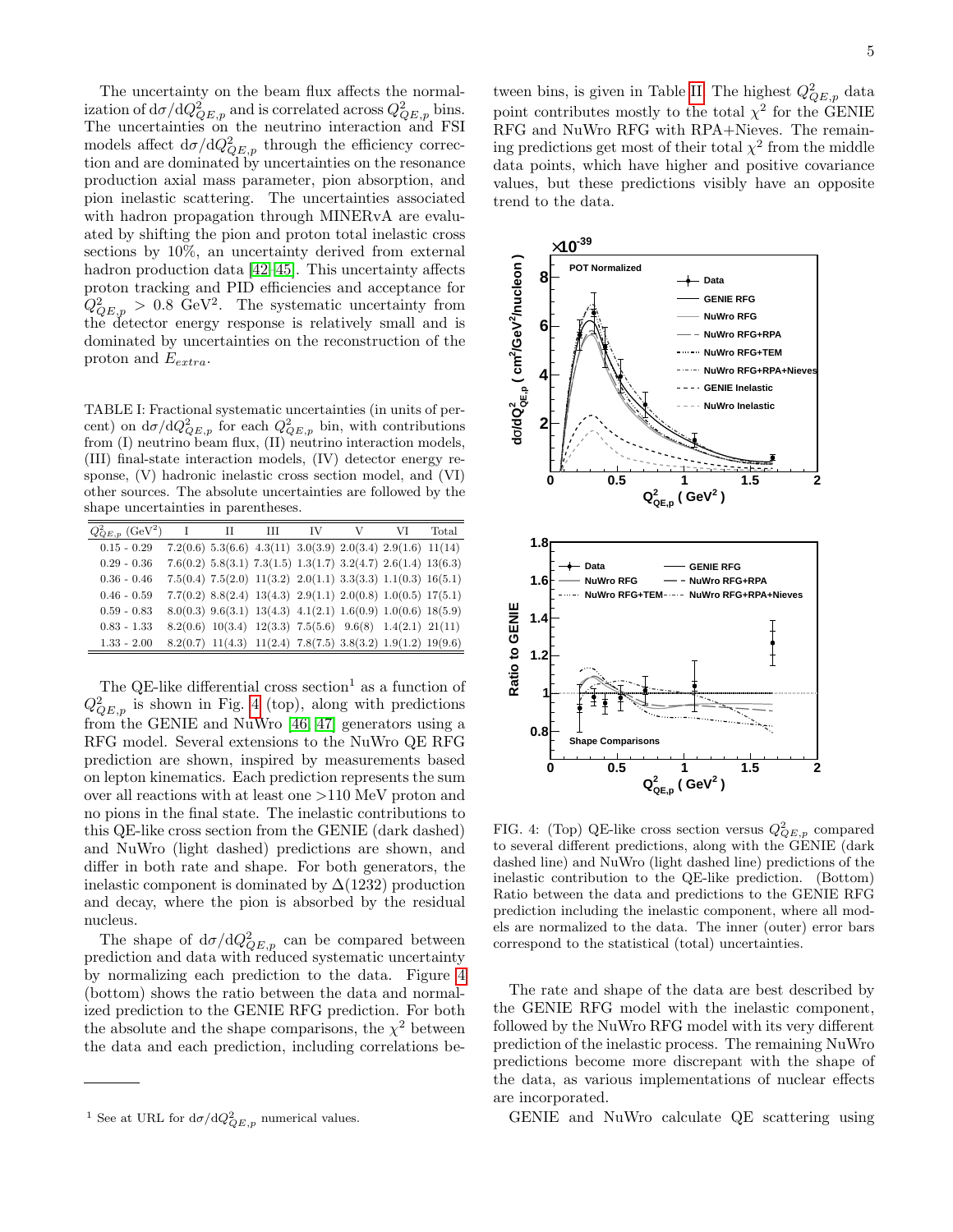The uncertainty on the beam flux affects the normalization of $\mathrm{d}\sigma/\mathrm{d}Q^2_{QE,p}$ and is correlated across $Q^2_{QE,p}$ bins. The uncertainties on the neutrino interaction and FSI models affect $\mathrm{d}\sigma/\mathrm{d}Q^2_{QE,p}$ through the efficiency correction and are dominated by uncertainties on the resonance production axial mass parameter, pion absorption, and pion inelastic scattering. The uncertainties associated with hadron propagation through MINERvA are evaluated by shifting the pion and proton total inelastic cross sections by 10%, an uncertainty derived from external hadron production data [42–45]. This uncertainty affects proton tracking and PID efficiencies and acceptance for $Q^2_{QE,p} > 0.8$ GeV$^2$. The systematic uncertainty from the detector energy response is relatively small and is dominated by uncertainties on the reconstruction of the proton and $E_{extra}$.

TABLE I: Fractional systematic uncertainties (in units of percent) on $\mathrm{d}\sigma/\mathrm{d}Q^2_{QE,p}$ for each $Q^2_{QE,p}$ bin, with contributions from (I) neutrino beam flux, (II) neutrino interaction models, (III) final-state interaction models, (IV) detector energy response, (V) hadronic inelastic cross section model, and (VI) other sources. The absolute uncertainties are followed by the shape uncertainties in parentheses.

| $Q^2_{QE,p}$ (GeV$^2$) | I | II | III | IV | V | VI | Total |
|---|---|---|---|---|---|---|---|
| 0.15 - 0.29 | 7.2(0.6) | 5.3(6.6) | 4.3(11) | 3.0(3.9) | 2.0(3.4) | 2.9(1.6) | 11(14) |
| 0.29 - 0.36 | 7.6(0.2) | 5.8(3.1) | 7.3(1.5) | 1.3(1.7) | 3.2(4.7) | 2.6(1.4) | 13(6.3) |
| 0.36 - 0.46 | 7.5(0.4) | 7.5(2.0) | 11(3.2) | 2.0(1.1) | 3.3(3.3) | 1.1(0.3) | 16(5.1) |
| 0.46 - 0.59 | 7.7(0.2) | 8.8(2.4) | 13(4.3) | 2.9(1.1) | 2.0(0.8) | 1.0(0.5) | 17(5.1) |
| 0.59 - 0.83 | 8.0(0.3) | 9.6(3.1) | 13(4.3) | 4.1(2.1) | 1.6(0.9) | 1.0(0.6) | 18(5.9) |
| 0.83 - 1.33 | 8.2(0.6) | 10(3.4) | 12(3.3) | 7.5(5.6) | 9.6(8) | 1.4(2.1) | 21(11) |
| 1.33 - 2.00 | 8.2(0.7) | 11(4.3) | 11(2.4) | 7.8(7.5) | 3.8(3.2) | 1.9(1.2) | 19(9.6) |

The QE-like differential cross section[1] as a function of $Q^2_{QE,p}$ is shown in Fig. 4 (top), along with predictions from the GENIE and NuWro [46, 47] generators using a RFG model. Several extensions to the NuWro QE RFG prediction are shown, inspired by measurements based on lepton kinematics. Each prediction represents the sum over all reactions with at least one >110 MeV proton and no pions in the final state. The inelastic contributions to this QE-like cross section from the GENIE (dark dashed) and NuWro (light dashed) predictions are shown, and differ in both rate and shape. For both generators, the inelastic component is dominated by $\Delta(1232)$ production and decay, where the pion is absorbed by the residual nucleus.

The shape of $\mathrm{d}\sigma/\mathrm{d}Q^2_{QE,p}$ can be compared between prediction and data with reduced systematic uncertainty by normalizing each prediction to the data. Figure 4 (bottom) shows the ratio between the data and normalized prediction to the GENIE RFG prediction. For both the absolute and the shape comparisons, the $\chi^2$ between the data and each prediction, including correlations between bins, is given in Table II. The highest $Q^2_{QE,p}$ data point contributes mostly to the total $\chi^2$ for the GENIE RFG and NuWro RFG with RPA+Nieves. The remaining predictions get most of their total $\chi^2$ from the middle data points, which have higher and positive covariance values, but these predictions visibly have an opposite trend to the data.

FIG. 4: (Top) QE-like cross section versus $Q^2_{QE,p}$ compared to several different predictions, along with the GENIE (dark dashed line) and NuWro (light dashed line) predictions of the inelastic contribution to the QE-like prediction. (Bottom) Ratio between the data and predictions to the GENIE RFG prediction including the inelastic component, where all models are normalized to the data. The inner (outer) error bars correspond to the statistical (total) uncertainties.

The rate and shape of the data are best described by the GENIE RFG model with the inelastic component, followed by the NuWro RFG model with its very different prediction of the inelastic process. The remaining NuWro predictions become more discrepant with the shape of the data, as various implementations of nuclear effects are incorporated.

GENIE and NuWro calculate QE scattering using

[1] See at URL for $\mathrm{d}\sigma/\mathrm{d}Q^2_{QE,p}$ numerical values.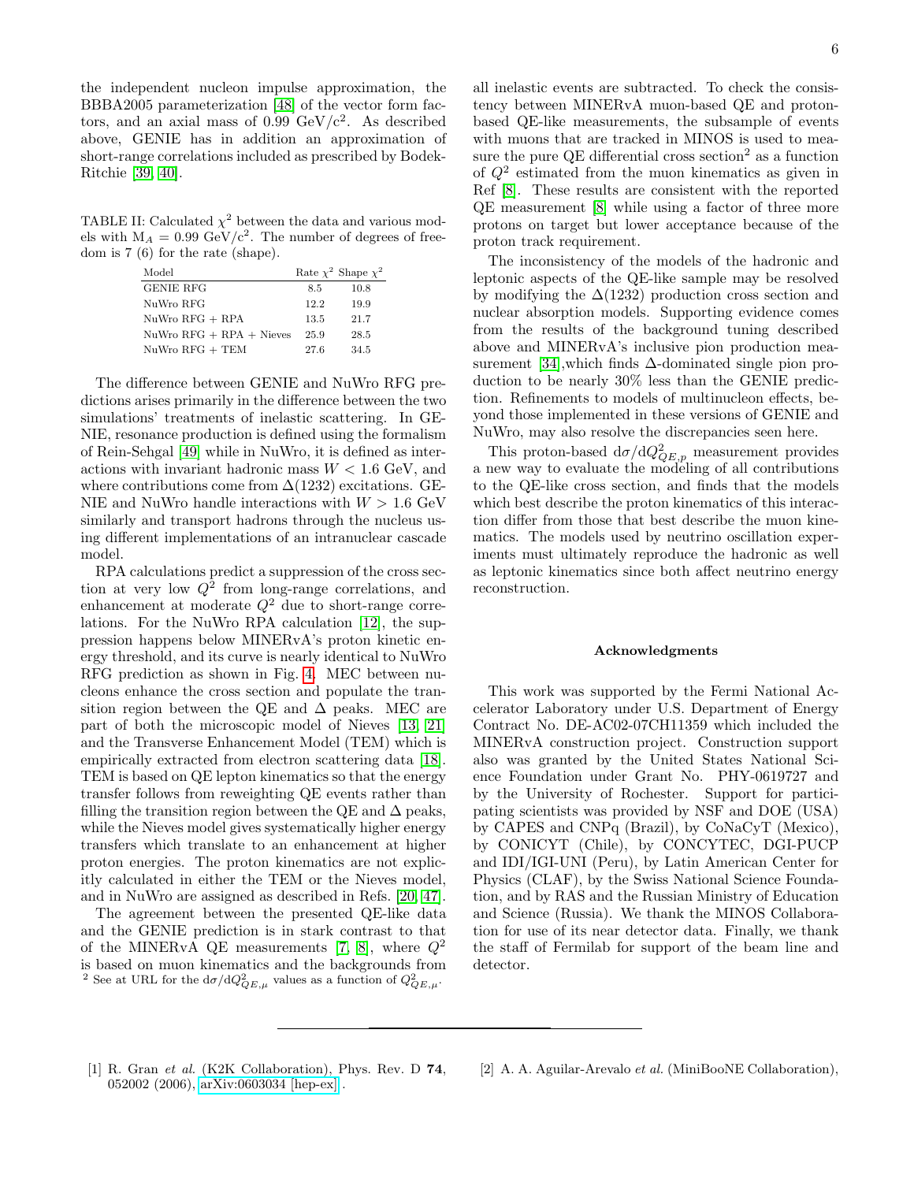the independent nucleon impulse approximation, the BBBA2005 parameterization [48] of the vector form factors, and an axial mass of 0.99 GeV/c$^2$. As described above, GENIE has in addition an approximation of short-range correlations included as prescribed by Bodek-Ritchie [39, 40].

TABLE II: Calculated $\chi^2$ between the data and various models with $M_A$ = 0.99 GeV/c$^2$. The number of degrees of freedom is 7 (6) for the rate (shape).

| Model | Rate $\chi^2$ | Shape $\chi^2$ |
|---|---|---|
| GENIE RFG | 8.5 | 10.8 |
| NuWro RFG | 12.2 | 19.9 |
| NuWro RFG + RPA | 13.5 | 21.7 |
| NuWro RFG + RPA + Nieves | 25.9 | 28.5 |
| NuWro RFG + TEM | 27.6 | 34.5 |

The difference between GENIE and NuWro RFG predictions arises primarily in the difference between the two simulations' treatments of inelastic scattering. In GENIE, resonance production is defined using the formalism of Rein-Sehgal [49] while in NuWro, it is defined as interactions with invariant hadronic mass $W < 1.6$ GeV, and where contributions come from $\Delta(1232)$ excitations. GENIE and NuWro handle interactions with $W > 1.6$ GeV similarly and transport hadrons through the nucleus using different implementations of an intranuclear cascade model.

RPA calculations predict a suppression of the cross section at very low $Q^2$ from long-range correlations, and enhancement at moderate $Q^2$ due to short-range correlations. For the NuWro RPA calculation [12], the suppression happens below MINERvA's proton kinetic energy threshold, and its curve is nearly identical to NuWro RFG prediction as shown in Fig. 4. MEC between nucleons enhance the cross section and populate the transition region between the QE and $\Delta$ peaks. MEC are part of both the microscopic model of Nieves [13, 21] and the Transverse Enhancement Model (TEM) which is empirically extracted from electron scattering data [18]. TEM is based on QE lepton kinematics so that the energy transfer follows from reweighting QE events rather than filling the transition region between the QE and $\Delta$ peaks, while the Nieves model gives systematically higher energy transfers which translate to an enhancement at higher proton energies. The proton kinematics are not explicitly calculated in either the TEM or the Nieves model, and in NuWro are assigned as described in Refs. [20, 47].

The agreement between the presented QE-like data and the GENIE prediction is in stark contrast to that of the MINERvA QE measurements [7, 8], where $Q^2$ is based on muon kinematics and the backgrounds from all inelastic events are subtracted. To check the consistency between MINERvA muon-based QE and proton-based QE-like measurements, the subsample of events with muons that are tracked in MINOS is used to measure the pure QE differential cross section[2] as a function of $Q^2$ estimated from the muon kinematics as given in Ref [8]. These results are consistent with the reported QE measurement [8] while using a factor of three more protons on target but lower acceptance because of the proton track requirement.

The inconsistency of the models of the hadronic and leptonic aspects of the QE-like sample may be resolved by modifying the $\Delta(1232)$ production cross section and nuclear absorption models. Supporting evidence comes from the results of the background tuning described above and MINERvA's inclusive pion production measurement [34],which finds $\Delta$-dominated single pion production to be nearly 30% less than the GENIE prediction. Refinements to models of multinucleon effects, beyond those implemented in these versions of GENIE and NuWro, may also resolve the discrepancies seen here.

This proton-based $d\sigma/dQ^2_{QE,p}$ measurement provides a new way to evaluate the modeling of all contributions to the QE-like cross section, and finds that the models which best describe the proton kinematics of this interaction differ from those that best describe the muon kinematics. The models used by neutrino oscillation experiments must ultimately reproduce the hadronic as well as leptonic kinematics since both affect neutrino energy reconstruction.

[2] See at URL for the $d\sigma/dQ^2_{QE,\mu}$ values as a function of $Q^2_{QE,\mu}$.

### Acknowledgments

This work was supported by the Fermi National Accelerator Laboratory under U.S. Department of Energy Contract No. DE-AC02-07CH11359 which included the MINERvA construction project. Construction support also was granted by the United States National Science Foundation under Grant No. PHY-0619727 and by the University of Rochester. Support for participating scientists was provided by NSF and DOE (USA) by CAPES and CNPq (Brazil), by CoNaCyT (Mexico), by CONICYT (Chile), by CONCYTEC, DGI-PUCP and IDI/IGI-UNI (Peru), by Latin American Center for Physics (CLAF), by the Swiss National Science Foundation, and by RAS and the Russian Ministry of Education and Science (Russia). We thank the MINOS Collaboration for use of its near detector data. Finally, we thank the staff of Fermilab for support of the beam line and detector.

---

[1] R. Gran *et al.* (K2K Collaboration), Phys. Rev. D **74**, 052002 (2006), arXiv:0603034 [hep-ex].

[2] A. A. Aguilar-Arevalo *et al.* (MiniBooNE Collaboration),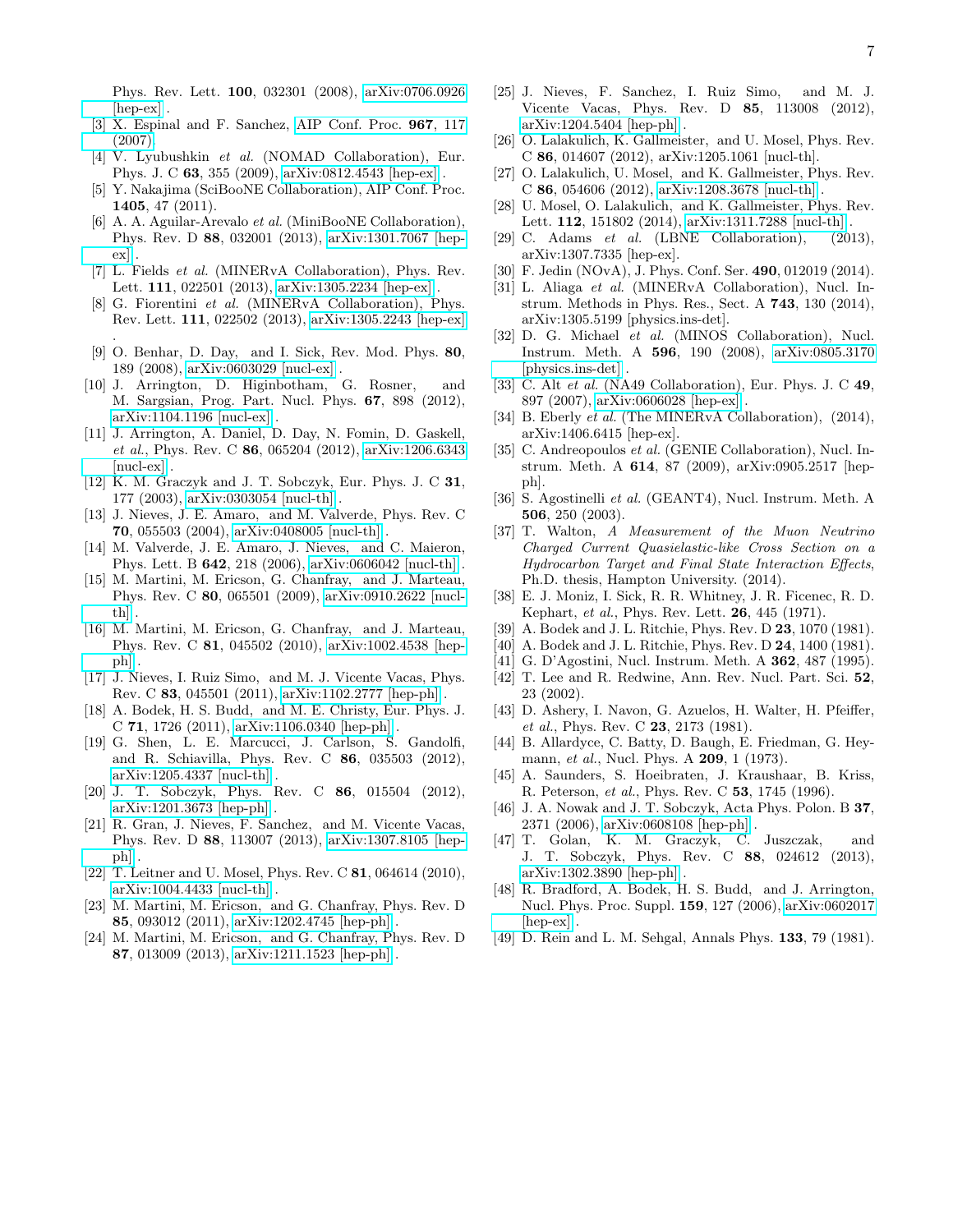Phys. Rev. Lett. **100**, 032301 (2008), arXiv:0706.0926 [hep-ex] .

[3] X. Espinal and F. Sanchez, AIP Conf. Proc. **967**, 117 (2007).

[4] V. Lyubushkin *et al.* (NOMAD Collaboration), Eur. Phys. J. C **63**, 355 (2009), arXiv:0812.4543 [hep-ex] .

[5] Y. Nakajima (SciBooNE Collaboration), AIP Conf. Proc. **1405**, 47 (2011).

[6] A. A. Aguilar-Arevalo *et al.* (MiniBooNE Collaboration), Phys. Rev. D **88**, 032001 (2013), arXiv:1301.7067 [hep-ex] .

[7] L. Fields *et al.* (MINERvA Collaboration), Phys. Rev. Lett. **111**, 022501 (2013), arXiv:1305.2234 [hep-ex] .

[8] G. Fiorentini *et al.* (MINERvA Collaboration), Phys. Rev. Lett. **111**, 022502 (2013), arXiv:1305.2243 [hep-ex] .

[9] O. Benhar, D. Day, and I. Sick, Rev. Mod. Phys. **80**, 189 (2008), arXiv:0603029 [nucl-ex] .

[10] J. Arrington, D. Higinbotham, G. Rosner, and M. Sargsian, Prog. Part. Nucl. Phys. **67**, 898 (2012), arXiv:1104.1196 [nucl-ex] .

[11] J. Arrington, A. Daniel, D. Day, N. Fomin, D. Gaskell, *et al.*, Phys. Rev. C **86**, 065204 (2012), arXiv:1206.6343 [nucl-ex] .

[12] K. M. Graczyk and J. T. Sobczyk, Eur. Phys. J. C **31**, 177 (2003), arXiv:0303054 [nucl-th] .

[13] J. Nieves, J. E. Amaro, and M. Valverde, Phys. Rev. C **70**, 055503 (2004), arXiv:0408005 [nucl-th] .

[14] M. Valverde, J. E. Amaro, J. Nieves, and C. Maieron, Phys. Lett. B **642**, 218 (2006), arXiv:0606042 [nucl-th] .

[15] M. Martini, M. Ericson, G. Chanfray, and J. Marteau, Phys. Rev. C **80**, 065501 (2009), arXiv:0910.2622 [nucl-th] .

[16] M. Martini, M. Ericson, G. Chanfray, and J. Marteau, Phys. Rev. C **81**, 045502 (2010), arXiv:1002.4538 [hep-ph] .

[17] J. Nieves, I. Ruiz Simo, and M. J. Vicente Vacas, Phys. Rev. C **83**, 045501 (2011), arXiv:1102.2777 [hep-ph] .

[18] A. Bodek, H. S. Budd, and M. E. Christy, Eur. Phys. J. C **71**, 1726 (2011), arXiv:1106.0340 [hep-ph] .

[19] G. Shen, L. E. Marcucci, J. Carlson, S. Gandolfi, and R. Schiavilla, Phys. Rev. C **86**, 035503 (2012), arXiv:1205.4337 [nucl-th] .

[20] J. T. Sobczyk, Phys. Rev. C **86**, 015504 (2012), arXiv:1201.3673 [hep-ph] .

[21] R. Gran, J. Nieves, F. Sanchez, and M. Vicente Vacas, Phys. Rev. D **88**, 113007 (2013), arXiv:1307.8105 [hep-ph] .

[22] T. Leitner and U. Mosel, Phys. Rev. C **81**, 064614 (2010), arXiv:1004.4433 [nucl-th] .

[23] M. Martini, M. Ericson, and G. Chanfray, Phys. Rev. D **85**, 093012 (2011), arXiv:1202.4745 [hep-ph] .

[24] M. Martini, M. Ericson, and G. Chanfray, Phys. Rev. D **87**, 013009 (2013), arXiv:1211.1523 [hep-ph] .

[25] J. Nieves, F. Sanchez, I. Ruiz Simo, and M. J. Vicente Vacas, Phys. Rev. D **85**, 113008 (2012), arXiv:1204.5404 [hep-ph] .

[26] O. Lalakulich, K. Gallmeister, and U. Mosel, Phys. Rev. C **86**, 014607 (2012), arXiv:1205.1061 [nucl-th].

[27] O. Lalakulich, U. Mosel, and K. Gallmeister, Phys. Rev. C **86**, 054606 (2012), arXiv:1208.3678 [nucl-th] .

[28] U. Mosel, O. Lalakulich, and K. Gallmeister, Phys. Rev. Lett. **112**, 151802 (2014), arXiv:1311.7288 [nucl-th] .

[29] C. Adams *et al.* (LBNE Collaboration), (2013), arXiv:1307.7335 [hep-ex].

[30] F. Jedin (NOvA), J. Phys. Conf. Ser. **490**, 012019 (2014).

[31] L. Aliaga *et al.* (MINERvA Collaboration), Nucl. Instrum. Methods in Phys. Res., Sect. A **743**, 130 (2014), arXiv:1305.5199 [physics.ins-det].

[32] D. G. Michael *et al.* (MINOS Collaboration), Nucl. Instrum. Meth. A **596**, 190 (2008), arXiv:0805.3170 [physics.ins-det] .

[33] C. Alt *et al.* (NA49 Collaboration), Eur. Phys. J. C **49**, 897 (2007), arXiv:0606028 [hep-ex] .

[34] B. Eberly *et al.* (The MINERvA Collaboration), (2014), arXiv:1406.6415 [hep-ex].

[35] C. Andreopoulos *et al.* (GENIE Collaboration), Nucl. Instrum. Meth. A **614**, 87 (2009), arXiv:0905.2517 [hep-ph].

[36] S. Agostinelli *et al.* (GEANT4), Nucl. Instrum. Meth. A **506**, 250 (2003).

[37] T. Walton, *A Measurement of the Muon Neutrino Charged Current Quasielastic-like Cross Section on a Hydrocarbon Target and Final State Interaction Effects*, Ph.D. thesis, Hampton University. (2014).

[38] E. J. Moniz, I. Sick, R. R. Whitney, J. R. Ficenec, R. D. Kephart, *et al.*, Phys. Rev. Lett. **26**, 445 (1971).

[39] A. Bodek and J. L. Ritchie, Phys. Rev. D **23**, 1070 (1981).

[40] A. Bodek and J. L. Ritchie, Phys. Rev. D **24**, 1400 (1981).

[41] G. D'Agostini, Nucl. Instrum. Meth. A **362**, 487 (1995).

[42] T. Lee and R. Redwine, Ann. Rev. Nucl. Part. Sci. **52**, 23 (2002).

[43] D. Ashery, I. Navon, G. Azuelos, H. Walter, H. Pfeiffer, *et al.*, Phys. Rev. C **23**, 2173 (1981).

[44] B. Allardyce, C. Batty, D. Baugh, E. Friedman, G. Heymann, *et al.*, Nucl. Phys. A **209**, 1 (1973).

[45] A. Saunders, S. Hoeibraten, J. Kraushaar, B. Kriss, R. Peterson, *et al.*, Phys. Rev. C **53**, 1745 (1996).

[46] J. A. Nowak and J. T. Sobczyk, Acta Phys. Polon. B **37**, 2371 (2006), arXiv:0608108 [hep-ph] .

[47] T. Golan, K. M. Graczyk, C. Juszczak, and J. T. Sobczyk, Phys. Rev. C **88**, 024612 (2013), arXiv:1302.3890 [hep-ph] .

[48] R. Bradford, A. Bodek, H. S. Budd, and J. Arrington, Nucl. Phys. Proc. Suppl. **159**, 127 (2006), arXiv:0602017 [hep-ex] .

[49] D. Rein and L. M. Sehgal, Annals Phys. **133**, 79 (1981).